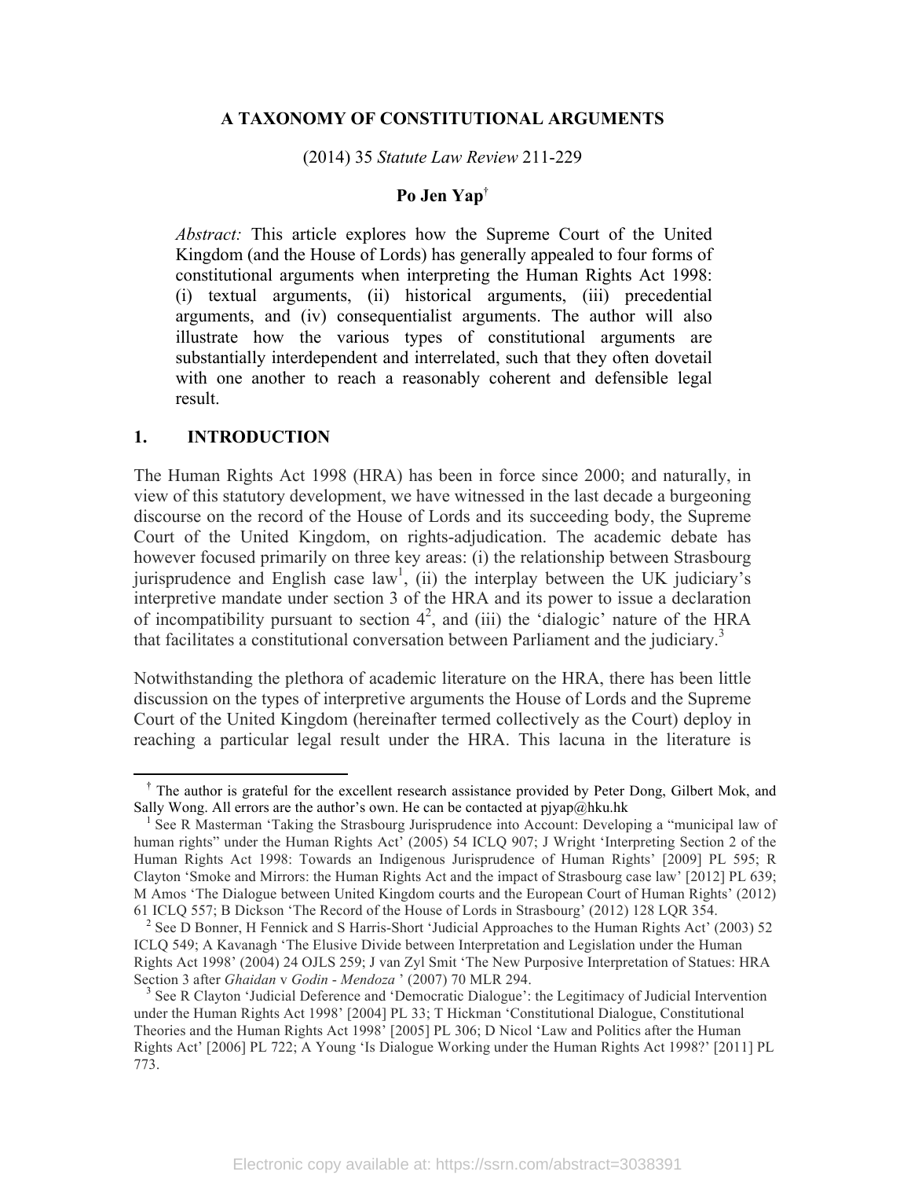# A TAXONOMY OF CONSTITUTIONAL ARGUMENTS

(2014) 35 *Statute Law Review* 211-229

**Po Jen Yap**[†]

*Abstract:* This article explores how the Supreme Court of the United Kingdom (and the House of Lords) has generally appealed to four forms of constitutional arguments when interpreting the Human Rights Act 1998: (i) textual arguments, (ii) historical arguments, (iii) precedential arguments, and (iv) consequentialist arguments. The author will also illustrate how the various types of constitutional arguments are substantially interdependent and interrelated, such that they often dovetail with one another to reach a reasonably coherent and defensible legal result.

## 1. INTRODUCTION

The Human Rights Act 1998 (HRA) has been in force since 2000; and naturally, in view of this statutory development, we have witnessed in the last decade a burgeoning discourse on the record of the House of Lords and its succeeding body, the Supreme Court of the United Kingdom, on rights-adjudication. The academic debate has however focused primarily on three key areas: (i) the relationship between Strasbourg jurisprudence and English case law[1], (ii) the interplay between the UK judiciary's interpretive mandate under section 3 of the HRA and its power to issue a declaration of incompatibility pursuant to section 4[2], and (iii) the 'dialogic' nature of the HRA that facilitates a constitutional conversation between Parliament and the judiciary.[3]

Notwithstanding the plethora of academic literature on the HRA, there has been little discussion on the types of interpretive arguments the House of Lords and the Supreme Court of the United Kingdom (hereinafter termed collectively as the Court) deploy in reaching a particular legal result under the HRA. This lacuna in the literature is

---

[†] The author is grateful for the excellent research assistance provided by Peter Dong, Gilbert Mok, and Sally Wong. All errors are the author's own. He can be contacted at pjyap@hku.hk

[1] See R Masterman 'Taking the Strasbourg Jurisprudence into Account: Developing a "municipal law of human rights" under the Human Rights Act' (2005) 54 ICLQ 907; J Wright 'Interpreting Section 2 of the Human Rights Act 1998: Towards an Indigenous Jurisprudence of Human Rights' [2009] PL 595; R Clayton 'Smoke and Mirrors: the Human Rights Act and the impact of Strasbourg case law' [2012] PL 639; M Amos 'The Dialogue between United Kingdom courts and the European Court of Human Rights' (2012) 61 ICLQ 557; B Dickson 'The Record of the House of Lords in Strasbourg' (2012) 128 LQR 354.

[2] See D Bonner, H Fennick and S Harris-Short 'Judicial Approaches to the Human Rights Act' (2003) 52 ICLQ 549; A Kavanagh 'The Elusive Divide between Interpretation and Legislation under the Human Rights Act 1998' (2004) 24 OJLS 259; J van Zyl Smit 'The New Purposive Interpretation of Statues: HRA Section 3 after *Ghaidan* v *Godin - Mendoza* ' (2007) 70 MLR 294.

[3] See R Clayton 'Judicial Deference and 'Democratic Dialogue': the Legitimacy of Judicial Intervention under the Human Rights Act 1998' [2004] PL 33; T Hickman 'Constitutional Dialogue, Constitutional Theories and the Human Rights Act 1998' [2005] PL 306; D Nicol 'Law and Politics after the Human Rights Act' [2006] PL 722; A Young 'Is Dialogue Working under the Human Rights Act 1998?' [2011] PL 773.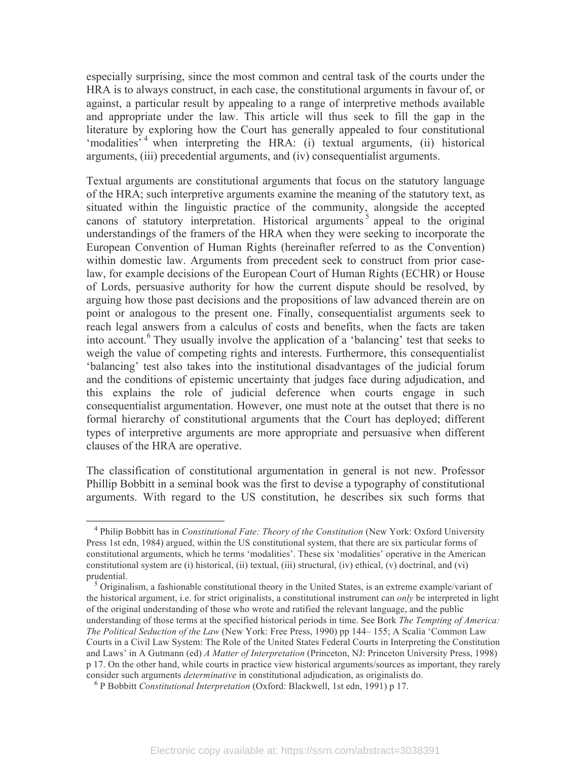especially surprising, since the most common and central task of the courts under the HRA is to always construct, in each case, the constitutional arguments in favour of, or against, a particular result by appealing to a range of interpretive methods available and appropriate under the law. This article will thus seek to fill the gap in the literature by exploring how the Court has generally appealed to four constitutional 'modalities'[4] when interpreting the HRA: (i) textual arguments, (ii) historical arguments, (iii) precedential arguments, and (iv) consequentialist arguments.

Textual arguments are constitutional arguments that focus on the statutory language of the HRA; such interpretive arguments examine the meaning of the statutory text, as situated within the linguistic practice of the community, alongside the accepted canons of statutory interpretation. Historical arguments[5] appeal to the original understandings of the framers of the HRA when they were seeking to incorporate the European Convention of Human Rights (hereinafter referred to as the Convention) within domestic law. Arguments from precedent seek to construct from prior case-law, for example decisions of the European Court of Human Rights (ECHR) or House of Lords, persuasive authority for how the current dispute should be resolved, by arguing how those past decisions and the propositions of law advanced therein are on point or analogous to the present one. Finally, consequentialist arguments seek to reach legal answers from a calculus of costs and benefits, when the facts are taken into account.[6] They usually involve the application of a 'balancing' test that seeks to weigh the value of competing rights and interests. Furthermore, this consequentialist 'balancing' test also takes into the institutional disadvantages of the judicial forum and the conditions of epistemic uncertainty that judges face during adjudication, and this explains the role of judicial deference when courts engage in such consequentialist argumentation. However, one must note at the outset that there is no formal hierarchy of constitutional arguments that the Court has deployed; different types of interpretive arguments are more appropriate and persuasive when different clauses of the HRA are operative.

The classification of constitutional argumentation in general is not new. Professor Phillip Bobbitt in a seminal book was the first to devise a typography of constitutional arguments. With regard to the US constitution, he describes six such forms that

---

[4] Philip Bobbitt has in *Constitutional Fate: Theory of the Constitution* (New York: Oxford University Press 1st edn, 1984) argued, within the US constitutional system, that there are six particular forms of constitutional arguments, which he terms 'modalities'. These six 'modalities' operative in the American constitutional system are (i) historical, (ii) textual, (iii) structural, (iv) ethical, (v) doctrinal, and (vi) prudential.

[5] Originalism, a fashionable constitutional theory in the United States, is an extreme example/variant of the historical argument, i.e. for strict originalists, a constitutional instrument can *only* be interpreted in light of the original understanding of those who wrote and ratified the relevant language, and the public understanding of those terms at the specified historical periods in time. See Bork *The Tempting of America: The Political Seduction of the Law* (New York: Free Press, 1990) pp 144– 155; A Scalia 'Common Law Courts in a Civil Law System: The Role of the United States Federal Courts in Interpreting the Constitution and Laws' in A Gutmann (ed) *A Matter of Interpretation* (Princeton, NJ: Princeton University Press, 1998) p 17. On the other hand, while courts in practice view historical arguments/sources as important, they rarely consider such arguments *determinative* in constitutional adjudication, as originalists do.

[6] P Bobbitt *Constitutional Interpretation* (Oxford: Blackwell, 1st edn, 1991) p 17.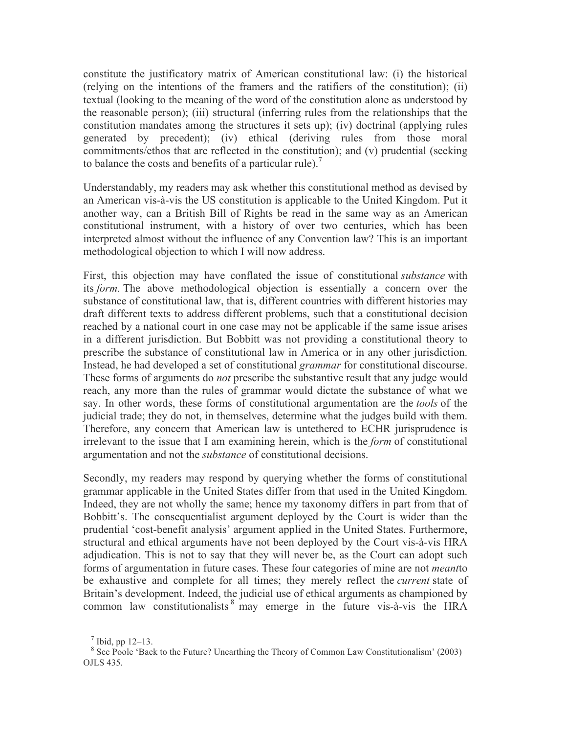constitute the justificatory matrix of American constitutional law: (i) the historical (relying on the intentions of the framers and the ratifiers of the constitution); (ii) textual (looking to the meaning of the word of the constitution alone as understood by the reasonable person); (iii) structural (inferring rules from the relationships that the constitution mandates among the structures it sets up); (iv) doctrinal (applying rules generated by precedent); (iv) ethical (deriving rules from those moral commitments/ethos that are reflected in the constitution); and (v) prudential (seeking to balance the costs and benefits of a particular rule).[7]

Understandably, my readers may ask whether this constitutional method as devised by an American vis-à-vis the US constitution is applicable to the United Kingdom. Put it another way, can a British Bill of Rights be read in the same way as an American constitutional instrument, with a history of over two centuries, which has been interpreted almost without the influence of any Convention law? This is an important methodological objection to which I will now address.

First, this objection may have conflated the issue of constitutional *substance* with its *form*. The above methodological objection is essentially a concern over the substance of constitutional law, that is, different countries with different histories may draft different texts to address different problems, such that a constitutional decision reached by a national court in one case may not be applicable if the same issue arises in a different jurisdiction. But Bobbitt was not providing a constitutional theory to prescribe the substance of constitutional law in America or in any other jurisdiction. Instead, he had developed a set of constitutional *grammar* for constitutional discourse. These forms of arguments do *not* prescribe the substantive result that any judge would reach, any more than the rules of grammar would dictate the substance of what we say. In other words, these forms of constitutional argumentation are the *tools* of the judicial trade; they do not, in themselves, determine what the judges build with them. Therefore, any concern that American law is untethered to ECHR jurisprudence is irrelevant to the issue that I am examining herein, which is the *form* of constitutional argumentation and not the *substance* of constitutional decisions.

Secondly, my readers may respond by querying whether the forms of constitutional grammar applicable in the United States differ from that used in the United Kingdom. Indeed, they are not wholly the same; hence my taxonomy differs in part from that of Bobbitt's. The consequentialist argument deployed by the Court is wider than the prudential 'cost-benefit analysis' argument applied in the United States. Furthermore, structural and ethical arguments have not been deployed by the Court vis-à-vis HRA adjudication. This is not to say that they will never be, as the Court can adopt such forms of argumentation in future cases. These four categories of mine are not *meant*to be exhaustive and complete for all times; they merely reflect the *current* state of Britain's development. Indeed, the judicial use of ethical arguments as championed by common law constitutionalists[8] may emerge in the future vis-à-vis the HRA

[7] Ibid, pp 12–13.

[8] See Poole 'Back to the Future? Unearthing the Theory of Common Law Constitutionalism' (2003) OJLS 435.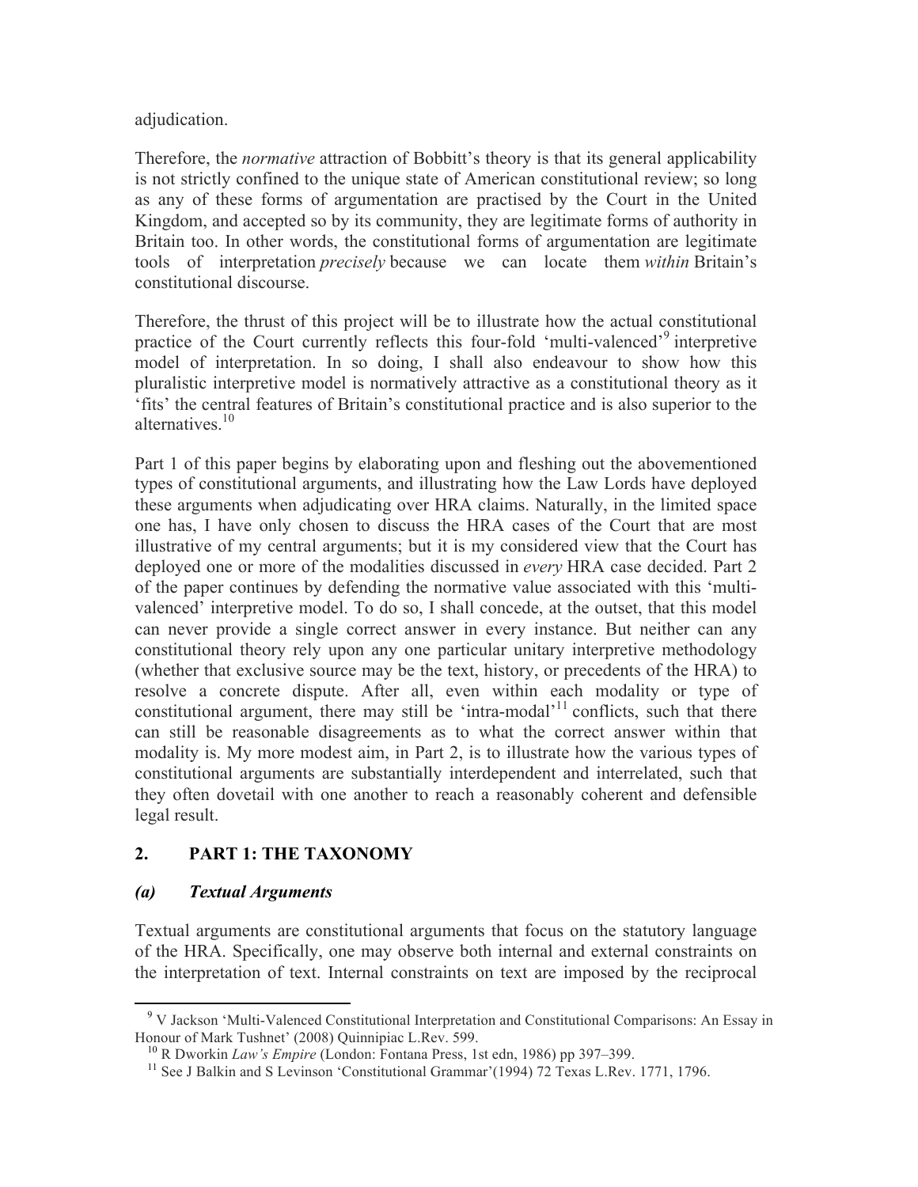adjudication.

Therefore, the *normative* attraction of Bobbitt's theory is that its general applicability is not strictly confined to the unique state of American constitutional review; so long as any of these forms of argumentation are practised by the Court in the United Kingdom, and accepted so by its community, they are legitimate forms of authority in Britain too. In other words, the constitutional forms of argumentation are legitimate tools of interpretation *precisely* because we can locate them *within* Britain's constitutional discourse.

Therefore, the thrust of this project will be to illustrate how the actual constitutional practice of the Court currently reflects this four-fold 'multi-valenced'[9] interpretive model of interpretation. In so doing, I shall also endeavour to show how this pluralistic interpretive model is normatively attractive as a constitutional theory as it 'fits' the central features of Britain's constitutional practice and is also superior to the alternatives.[10]

Part 1 of this paper begins by elaborating upon and fleshing out the abovementioned types of constitutional arguments, and illustrating how the Law Lords have deployed these arguments when adjudicating over HRA claims. Naturally, in the limited space one has, I have only chosen to discuss the HRA cases of the Court that are most illustrative of my central arguments; but it is my considered view that the Court has deployed one or more of the modalities discussed in *every* HRA case decided. Part 2 of the paper continues by defending the normative value associated with this 'multi-valenced' interpretive model. To do so, I shall concede, at the outset, that this model can never provide a single correct answer in every instance. But neither can any constitutional theory rely upon any one particular unitary interpretive methodology (whether that exclusive source may be the text, history, or precedents of the HRA) to resolve a concrete dispute. After all, even within each modality or type of constitutional argument, there may still be 'intra-modal'[11] conflicts, such that there can still be reasonable disagreements as to what the correct answer within that modality is. My more modest aim, in Part 2, is to illustrate how the various types of constitutional arguments are substantially interdependent and interrelated, such that they often dovetail with one another to reach a reasonably coherent and defensible legal result.

## 2. PART 1: THE TAXONOMY

### *(a) Textual Arguments*

Textual arguments are constitutional arguments that focus on the statutory language of the HRA. Specifically, one may observe both internal and external constraints on the interpretation of text. Internal constraints on text are imposed by the reciprocal

---

[9] V Jackson 'Multi-Valenced Constitutional Interpretation and Constitutional Comparisons: An Essay in Honour of Mark Tushnet' (2008) Quinnipiac L.Rev. 599.

[10] R Dworkin *Law's Empire* (London: Fontana Press, 1st edn, 1986) pp 397–399.

[11] See J Balkin and S Levinson 'Constitutional Grammar'(1994) 72 Texas L.Rev. 1771, 1796.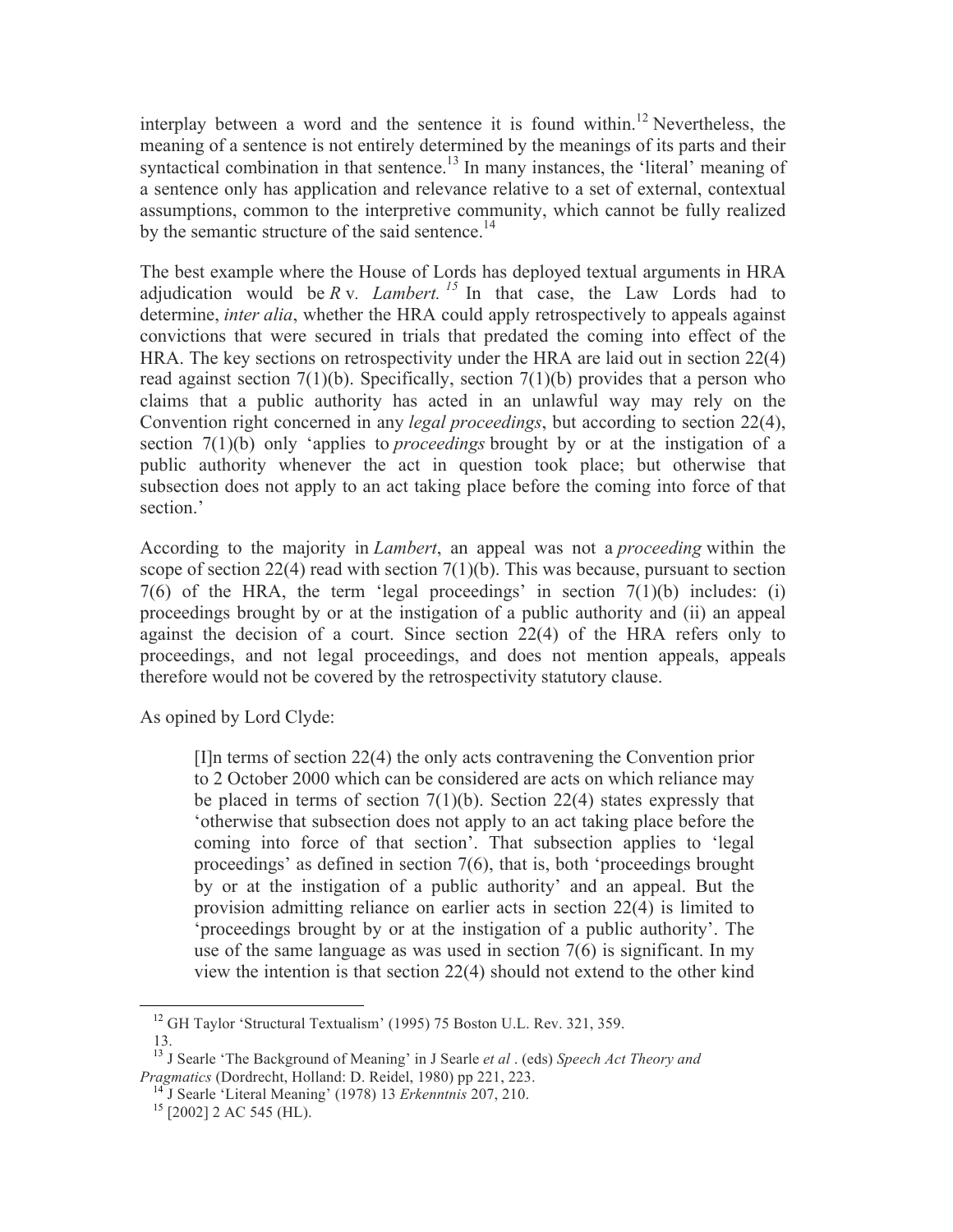interplay between a word and the sentence it is found within.[12] Nevertheless, the meaning of a sentence is not entirely determined by the meanings of its parts and their syntactical combination in that sentence.[13] In many instances, the 'literal' meaning of a sentence only has application and relevance relative to a set of external, contextual assumptions, common to the interpretive community, which cannot be fully realized by the semantic structure of the said sentence.[14]

The best example where the House of Lords has deployed textual arguments in HRA adjudication would be *R* v. *Lambert.*[15] In that case, the Law Lords had to determine, *inter alia*, whether the HRA could apply retrospectively to appeals against convictions that were secured in trials that predated the coming into effect of the HRA. The key sections on retrospectivity under the HRA are laid out in section 22(4) read against section 7(1)(b). Specifically, section 7(1)(b) provides that a person who claims that a public authority has acted in an unlawful way may rely on the Convention right concerned in any *legal proceedings*, but according to section 22(4), section 7(1)(b) only 'applies to *proceedings* brought by or at the instigation of a public authority whenever the act in question took place; but otherwise that subsection does not apply to an act taking place before the coming into force of that section.'

According to the majority in *Lambert*, an appeal was not a *proceeding* within the scope of section 22(4) read with section 7(1)(b). This was because, pursuant to section 7(6) of the HRA, the term 'legal proceedings' in section 7(1)(b) includes: (i) proceedings brought by or at the instigation of a public authority and (ii) an appeal against the decision of a court. Since section 22(4) of the HRA refers only to proceedings, and not legal proceedings, and does not mention appeals, appeals therefore would not be covered by the retrospectivity statutory clause.

As opined by Lord Clyde:

> [I]n terms of section 22(4) the only acts contravening the Convention prior to 2 October 2000 which can be considered are acts on which reliance may be placed in terms of section 7(1)(b). Section 22(4) states expressly that 'otherwise that subsection does not apply to an act taking place before the coming into force of that section'. That subsection applies to 'legal proceedings' as defined in section 7(6), that is, both 'proceedings brought by or at the instigation of a public authority' and an appeal. But the provision admitting reliance on earlier acts in section 22(4) is limited to 'proceedings brought by or at the instigation of a public authority'. The use of the same language as was used in section 7(6) is significant. In my view the intention is that section 22(4) should not extend to the other kind

[12] GH Taylor 'Structural Textualism' (1995) 75 Boston U.L. Rev. 321, 359.
13.

[13] J Searle 'The Background of Meaning' in J Searle *et al* . (eds) *Speech Act Theory and Pragmatics* (Dordrecht, Holland: D. Reidel, 1980) pp 221, 223.

[14] J Searle 'Literal Meaning' (1978) 13 *Erkenntnis* 207, 210.

[15] [2002] 2 AC 545 (HL).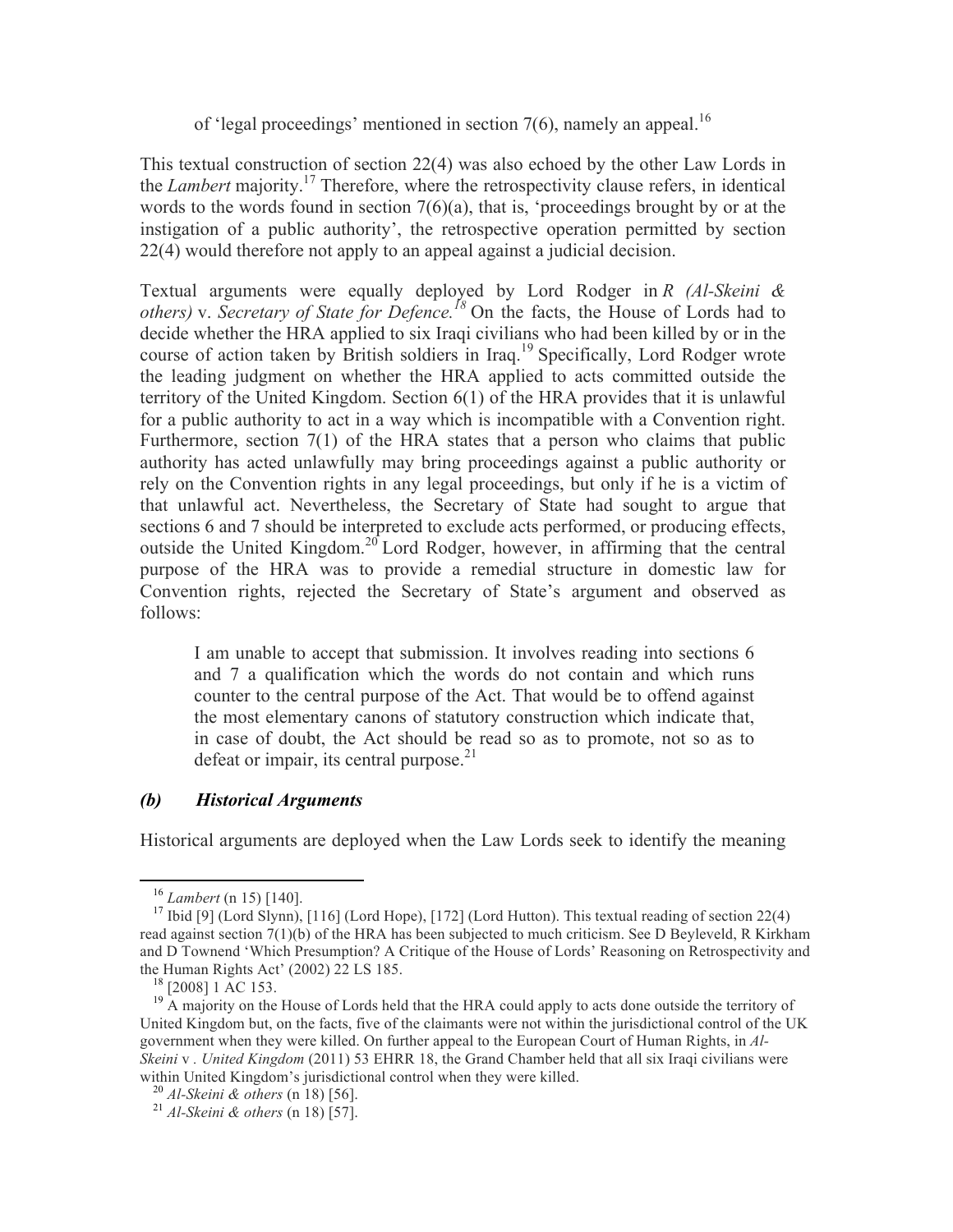of 'legal proceedings' mentioned in section 7(6), namely an appeal.[16]

This textual construction of section 22(4) was also echoed by the other Law Lords in the *Lambert* majority.[17] Therefore, where the retrospectivity clause refers, in identical words to the words found in section 7(6)(a), that is, 'proceedings brought by or at the instigation of a public authority', the retrospective operation permitted by section 22(4) would therefore not apply to an appeal against a judicial decision.

Textual arguments were equally deployed by Lord Rodger in *R (Al-Skeini & others)* v. *Secretary of State for Defence.*[18] On the facts, the House of Lords had to decide whether the HRA applied to six Iraqi civilians who had been killed by or in the course of action taken by British soldiers in Iraq.[19] Specifically, Lord Rodger wrote the leading judgment on whether the HRA applied to acts committed outside the territory of the United Kingdom. Section 6(1) of the HRA provides that it is unlawful for a public authority to act in a way which is incompatible with a Convention right. Furthermore, section 7(1) of the HRA states that a person who claims that public authority has acted unlawfully may bring proceedings against a public authority or rely on the Convention rights in any legal proceedings, but only if he is a victim of that unlawful act. Nevertheless, the Secretary of State had sought to argue that sections 6 and 7 should be interpreted to exclude acts performed, or producing effects, outside the United Kingdom.[20] Lord Rodger, however, in affirming that the central purpose of the HRA was to provide a remedial structure in domestic law for Convention rights, rejected the Secretary of State's argument and observed as follows:

> I am unable to accept that submission. It involves reading into sections 6 and 7 a qualification which the words do not contain and which runs counter to the central purpose of the Act. That would be to offend against the most elementary canons of statutory construction which indicate that, in case of doubt, the Act should be read so as to promote, not so as to defeat or impair, its central purpose.[21]

### *(b) Historical Arguments*

Historical arguments are deployed when the Law Lords seek to identify the meaning

---

[16] *Lambert* (n 15) [140].

[17] Ibid [9] (Lord Slynn), [116] (Lord Hope), [172] (Lord Hutton). This textual reading of section 22(4) read against section 7(1)(b) of the HRA has been subjected to much criticism. See D Beyleveld, R Kirkham and D Townend 'Which Presumption? A Critique of the House of Lords' Reasoning on Retrospectivity and the Human Rights Act' (2002) 22 LS 185.

[18] [2008] 1 AC 153.

[19] A majority on the House of Lords held that the HRA could apply to acts done outside the territory of United Kingdom but, on the facts, five of the claimants were not within the jurisdictional control of the UK government when they were killed. On further appeal to the European Court of Human Rights, in *Al-Skeini* v . *United Kingdom* (2011) 53 EHRR 18, the Grand Chamber held that all six Iraqi civilians were within United Kingdom's jurisdictional control when they were killed.

[20] *Al-Skeini & others* (n 18) [56].

[21] *Al-Skeini & others* (n 18) [57].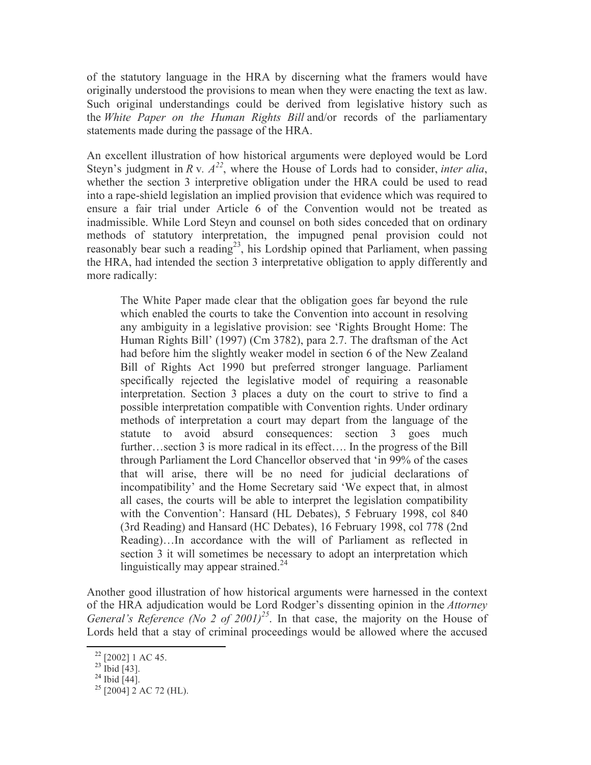of the statutory language in the HRA by discerning what the framers would have originally understood the provisions to mean when they were enacting the text as law. Such original understandings could be derived from legislative history such as the *White Paper on the Human Rights Bill* and/or records of the parliamentary statements made during the passage of the HRA.

An excellent illustration of how historical arguments were deployed would be Lord Steyn's judgment in *R* v. *A*[22], where the House of Lords had to consider, *inter alia*, whether the section 3 interpretive obligation under the HRA could be used to read into a rape-shield legislation an implied provision that evidence which was required to ensure a fair trial under Article 6 of the Convention would not be treated as inadmissible. While Lord Steyn and counsel on both sides conceded that on ordinary methods of statutory interpretation, the impugned penal provision could not reasonably bear such a reading[23], his Lordship opined that Parliament, when passing the HRA, had intended the section 3 interpretative obligation to apply differently and more radically:

> The White Paper made clear that the obligation goes far beyond the rule which enabled the courts to take the Convention into account in resolving any ambiguity in a legislative provision: see 'Rights Brought Home: The Human Rights Bill' (1997) (Cm 3782), para 2.7. The draftsman of the Act had before him the slightly weaker model in section 6 of the New Zealand Bill of Rights Act 1990 but preferred stronger language. Parliament specifically rejected the legislative model of requiring a reasonable interpretation. Section 3 places a duty on the court to strive to find a possible interpretation compatible with Convention rights. Under ordinary methods of interpretation a court may depart from the language of the statute to avoid absurd consequences: section 3 goes much further…section 3 is more radical in its effect…. In the progress of the Bill through Parliament the Lord Chancellor observed that 'in 99% of the cases that will arise, there will be no need for judicial declarations of incompatibility' and the Home Secretary said 'We expect that, in almost all cases, the courts will be able to interpret the legislation compatibility with the Convention': Hansard (HL Debates), 5 February 1998, col 840 (3rd Reading) and Hansard (HC Debates), 16 February 1998, col 778 (2nd Reading)…In accordance with the will of Parliament as reflected in section 3 it will sometimes be necessary to adopt an interpretation which linguistically may appear strained.[24]

Another good illustration of how historical arguments were harnessed in the context of the HRA adjudication would be Lord Rodger's dissenting opinion in the *Attorney General's Reference (No 2 of 2001)*[25]. In that case, the majority on the House of Lords held that a stay of criminal proceedings would be allowed where the accused

---

[22] [2002] 1 AC 45.

[23] Ibid [43].

[24] Ibid [44].

[25] [2004] 2 AC 72 (HL).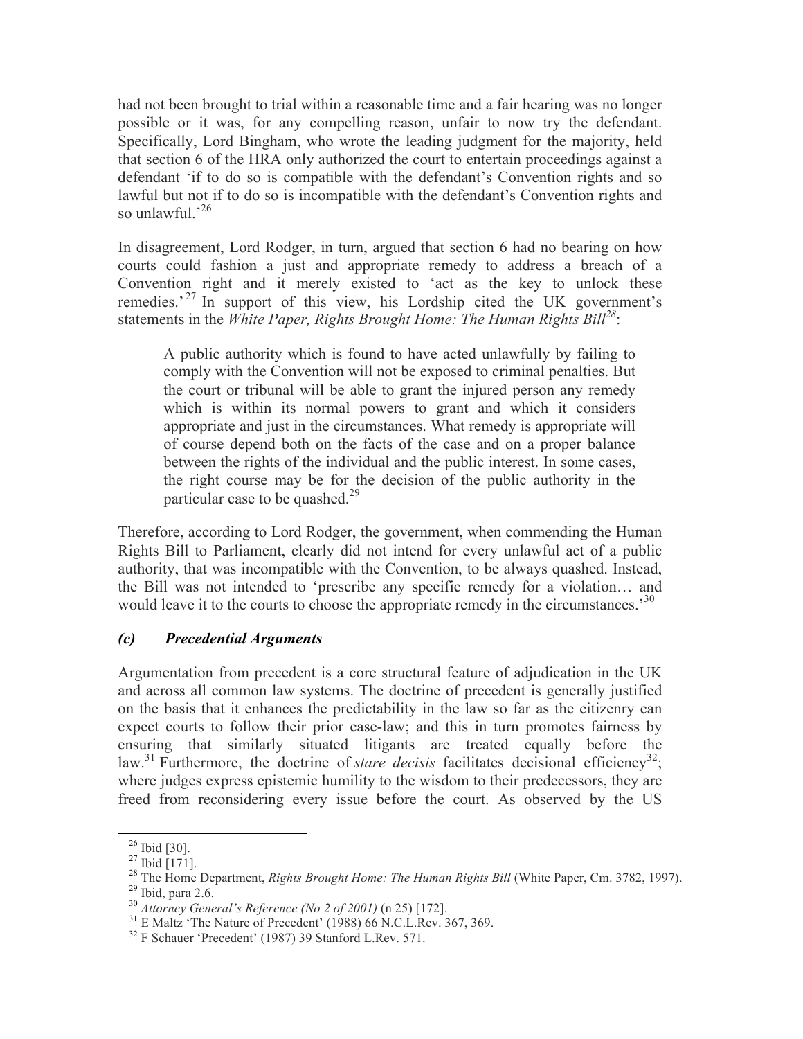had not been brought to trial within a reasonable time and a fair hearing was no longer possible or it was, for any compelling reason, unfair to now try the defendant. Specifically, Lord Bingham, who wrote the leading judgment for the majority, held that section 6 of the HRA only authorized the court to entertain proceedings against a defendant 'if to do so is compatible with the defendant's Convention rights and so lawful but not if to do so is incompatible with the defendant's Convention rights and so unlawful.'[26]

In disagreement, Lord Rodger, in turn, argued that section 6 had no bearing on how courts could fashion a just and appropriate remedy to address a breach of a Convention right and it merely existed to 'act as the key to unlock these remedies.'[27] In support of this view, his Lordship cited the UK government's statements in the *White Paper, Rights Brought Home: The Human Rights Bill*[28]:

> A public authority which is found to have acted unlawfully by failing to comply with the Convention will not be exposed to criminal penalties. But the court or tribunal will be able to grant the injured person any remedy which is within its normal powers to grant and which it considers appropriate and just in the circumstances. What remedy is appropriate will of course depend both on the facts of the case and on a proper balance between the rights of the individual and the public interest. In some cases, the right course may be for the decision of the public authority in the particular case to be quashed.[29]

Therefore, according to Lord Rodger, the government, when commending the Human Rights Bill to Parliament, clearly did not intend for every unlawful act of a public authority, that was incompatible with the Convention, to be always quashed. Instead, the Bill was not intended to 'prescribe any specific remedy for a violation… and would leave it to the courts to choose the appropriate remedy in the circumstances.'[30]

### *(c) Precedential Arguments*

Argumentation from precedent is a core structural feature of adjudication in the UK and across all common law systems. The doctrine of precedent is generally justified on the basis that it enhances the predictability in the law so far as the citizenry can expect courts to follow their prior case-law; and this in turn promotes fairness by ensuring that similarly situated litigants are treated equally before the law.[31] Furthermore, the doctrine of *stare decisis* facilitates decisional efficiency[32]; where judges express epistemic humility to the wisdom to their predecessors, they are freed from reconsidering every issue before the court. As observed by the US

---

[26] Ibid [30].

[27] Ibid [171].

[28] The Home Department, *Rights Brought Home: The Human Rights Bill* (White Paper, Cm. 3782, 1997).

[29] Ibid, para 2.6.

[30] *Attorney General's Reference (No 2 of 2001)* (n 25) [172].

[31] E Maltz 'The Nature of Precedent' (1988) 66 N.C.L.Rev. 367, 369.

[32] F Schauer 'Precedent' (1987) 39 Stanford L.Rev. 571.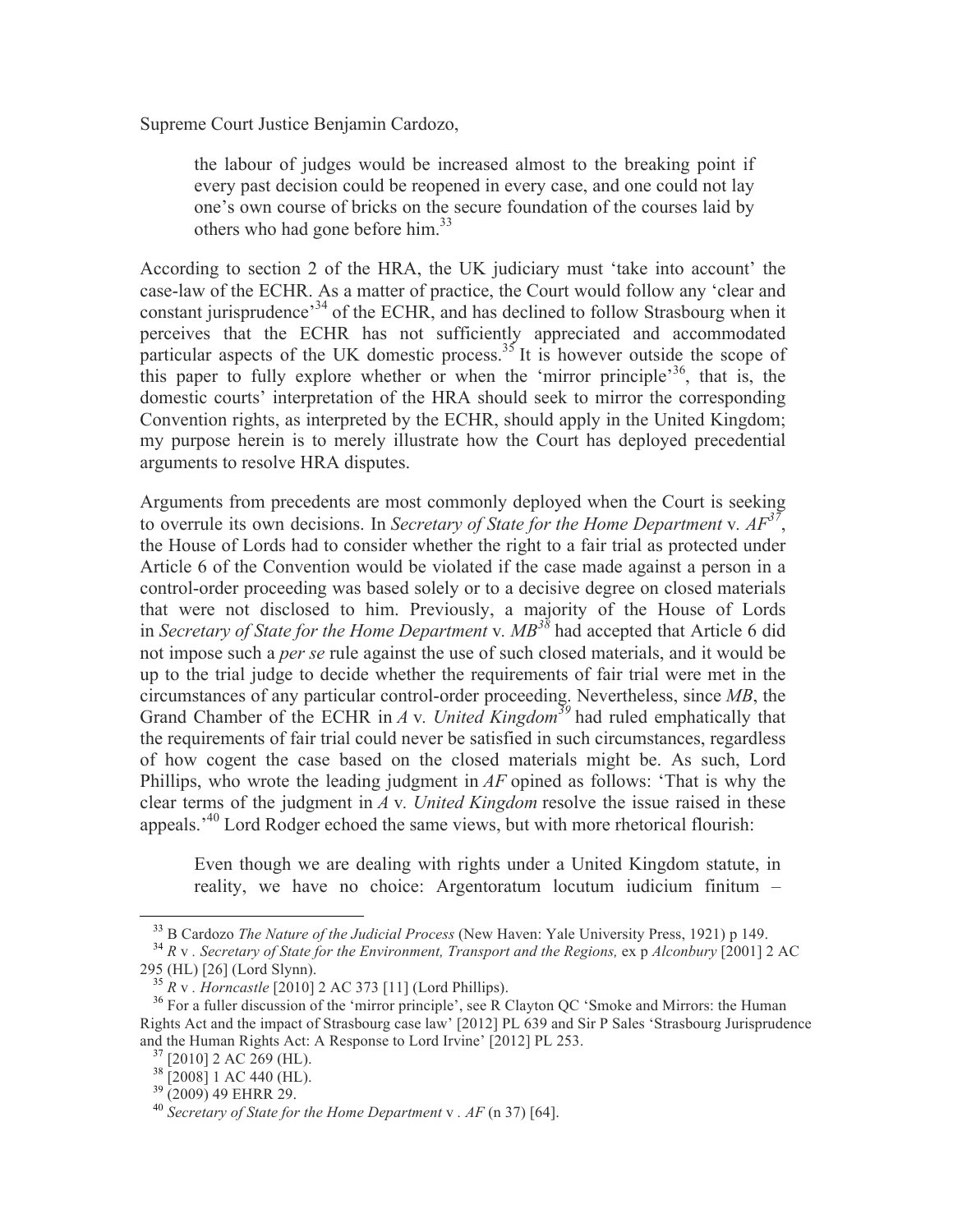Supreme Court Justice Benjamin Cardozo,

> the labour of judges would be increased almost to the breaking point if every past decision could be reopened in every case, and one could not lay one's own course of bricks on the secure foundation of the courses laid by others who had gone before him.[33]

According to section 2 of the HRA, the UK judiciary must 'take into account' the case-law of the ECHR. As a matter of practice, the Court would follow any 'clear and constant jurisprudence'[34] of the ECHR, and has declined to follow Strasbourg when it perceives that the ECHR has not sufficiently appreciated and accommodated particular aspects of the UK domestic process.[35] It is however outside the scope of this paper to fully explore whether or when the 'mirror principle'[36], that is, the domestic courts' interpretation of the HRA should seek to mirror the corresponding Convention rights, as interpreted by the ECHR, should apply in the United Kingdom; my purpose herein is to merely illustrate how the Court has deployed precedential arguments to resolve HRA disputes.

Arguments from precedents are most commonly deployed when the Court is seeking to overrule its own decisions. In *Secretary of State for the Home Department* v. *AF*[37], the House of Lords had to consider whether the right to a fair trial as protected under Article 6 of the Convention would be violated if the case made against a person in a control-order proceeding was based solely or to a decisive degree on closed materials that were not disclosed to him. Previously, a majority of the House of Lords in *Secretary of State for the Home Department* v. *MB*[38] had accepted that Article 6 did not impose such a *per se* rule against the use of such closed materials, and it would be up to the trial judge to decide whether the requirements of fair trial were met in the circumstances of any particular control-order proceeding. Nevertheless, since *MB*, the Grand Chamber of the ECHR in *A* v. *United Kingdom*[39] had ruled emphatically that the requirements of fair trial could never be satisfied in such circumstances, regardless of how cogent the case based on the closed materials might be. As such, Lord Phillips, who wrote the leading judgment in *AF* opined as follows: 'That is why the clear terms of the judgment in *A* v. *United Kingdom* resolve the issue raised in these appeals.'[40] Lord Rodger echoed the same views, but with more rhetorical flourish:

> Even though we are dealing with rights under a United Kingdom statute, in reality, we have no choice: Argentoratum locutum iudicium finitum –

---

[33] B Cardozo *The Nature of the Judicial Process* (New Haven: Yale University Press, 1921) p 149.

[34] *R* v . *Secretary of State for the Environment, Transport and the Regions,* ex p *Alconbury* [2001] 2 AC 295 (HL) [26] (Lord Slynn).

[35] *R* v . *Horncastle* [2010] 2 AC 373 [11] (Lord Phillips).

[36] For a fuller discussion of the 'mirror principle', see R Clayton QC 'Smoke and Mirrors: the Human Rights Act and the impact of Strasbourg case law' [2012] PL 639 and Sir P Sales 'Strasbourg Jurisprudence and the Human Rights Act: A Response to Lord Irvine' [2012] PL 253.

[37] [2010] 2 AC 269 (HL).

[38] [2008] 1 AC 440 (HL).

[39] (2009) 49 EHRR 29.

[40] *Secretary of State for the Home Department* v . *AF* (n 37) [64].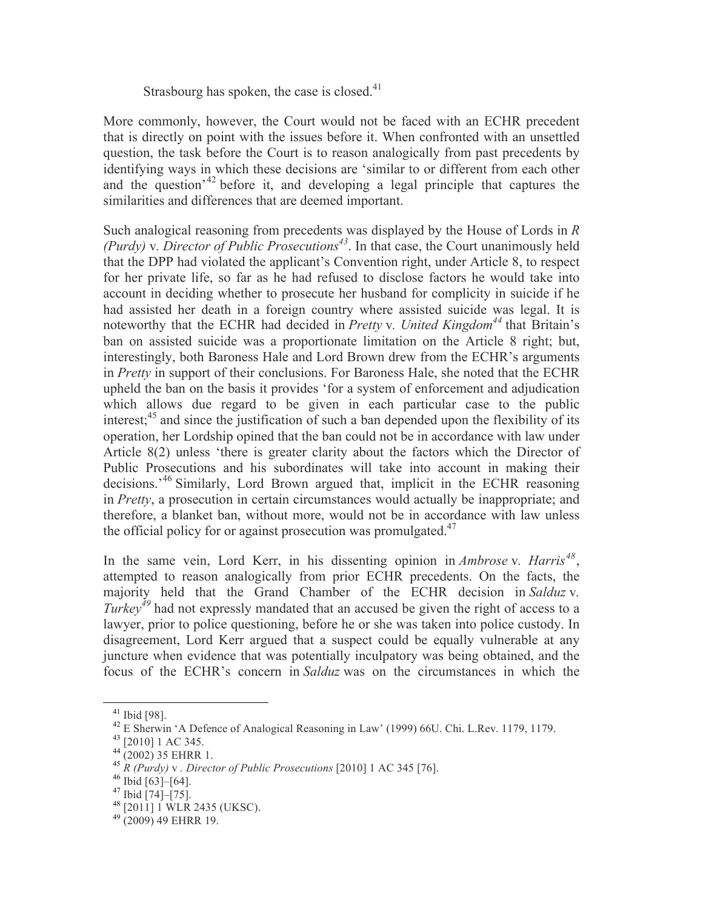Strasbourg has spoken, the case is closed.[41]

More commonly, however, the Court would not be faced with an ECHR precedent that is directly on point with the issues before it. When confronted with an unsettled question, the task before the Court is to reason analogically from past precedents by identifying ways in which these decisions are 'similar to or different from each other and the question'[42] before it, and developing a legal principle that captures the similarities and differences that are deemed important.

Such analogical reasoning from precedents was displayed by the House of Lords in *R (Purdy)* v. *Director of Public Prosecutions*[43]. In that case, the Court unanimously held that the DPP had violated the applicant's Convention right, under Article 8, to respect for her private life, so far as he had refused to disclose factors he would take into account in deciding whether to prosecute her husband for complicity in suicide if he had assisted her death in a foreign country where assisted suicide was legal. It is noteworthy that the ECHR had decided in *Pretty* v. *United Kingdom*[44] that Britain's ban on assisted suicide was a proportionate limitation on the Article 8 right; but, interestingly, both Baroness Hale and Lord Brown drew from the ECHR's arguments in *Pretty* in support of their conclusions. For Baroness Hale, she noted that the ECHR upheld the ban on the basis it provides 'for a system of enforcement and adjudication which allows due regard to be given in each particular case to the public interest;[45] and since the justification of such a ban depended upon the flexibility of its operation, her Lordship opined that the ban could not be in accordance with law under Article 8(2) unless 'there is greater clarity about the factors which the Director of Public Prosecutions and his subordinates will take into account in making their decisions.'[46] Similarly, Lord Brown argued that, implicit in the ECHR reasoning in *Pretty*, a prosecution in certain circumstances would actually be inappropriate; and therefore, a blanket ban, without more, would not be in accordance with law unless the official policy for or against prosecution was promulgated.[47]

In the same vein, Lord Kerr, in his dissenting opinion in *Ambrose* v. *Harris*[48], attempted to reason analogically from prior ECHR precedents. On the facts, the majority held that the Grand Chamber of the ECHR decision in *Salduz* v. *Turkey*[49] had not expressly mandated that an accused be given the right of access to a lawyer, prior to police questioning, before he or she was taken into police custody. In disagreement, Lord Kerr argued that a suspect could be equally vulnerable at any juncture when evidence that was potentially inculpatory was being obtained, and the focus of the ECHR's concern in *Salduz* was on the circumstances in which the

---

[41] Ibid [98].

[42] E Sherwin 'A Defence of Analogical Reasoning in Law' (1999) 66U. Chi. L.Rev. 1179, 1179.

[43] [2010] 1 AC 345.

[44] (2002) 35 EHRR 1.

[45] *R (Purdy)* v . *Director of Public Prosecutions* [2010] 1 AC 345 [76].

[46] Ibid [63]–[64].

[47] Ibid [74]–[75].

[48] [2011] 1 WLR 2435 (UKSC).

[49] (2009) 49 EHRR 19.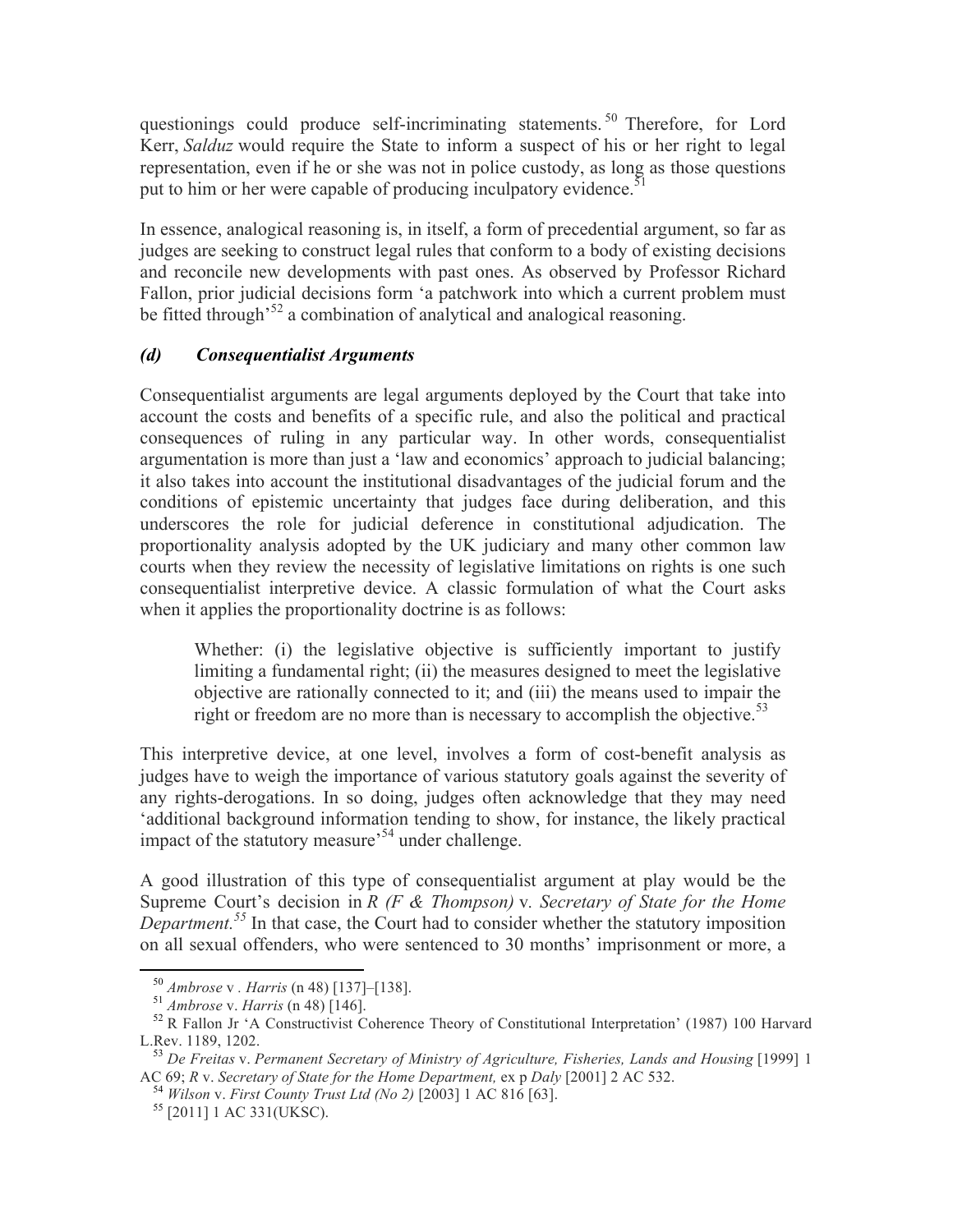questionings could produce self-incriminating statements.[50] Therefore, for Lord Kerr, *Salduz* would require the State to inform a suspect of his or her right to legal representation, even if he or she was not in police custody, as long as those questions put to him or her were capable of producing inculpatory evidence.[51]

In essence, analogical reasoning is, in itself, a form of precedential argument, so far as judges are seeking to construct legal rules that conform to a body of existing decisions and reconcile new developments with past ones. As observed by Professor Richard Fallon, prior judicial decisions form 'a patchwork into which a current problem must be fitted through'[52] a combination of analytical and analogical reasoning.

### *(d) Consequentialist Arguments*

Consequentialist arguments are legal arguments deployed by the Court that take into account the costs and benefits of a specific rule, and also the political and practical consequences of ruling in any particular way. In other words, consequentialist argumentation is more than just a 'law and economics' approach to judicial balancing; it also takes into account the institutional disadvantages of the judicial forum and the conditions of epistemic uncertainty that judges face during deliberation, and this underscores the role for judicial deference in constitutional adjudication. The proportionality analysis adopted by the UK judiciary and many other common law courts when they review the necessity of legislative limitations on rights is one such consequentialist interpretive device. A classic formulation of what the Court asks when it applies the proportionality doctrine is as follows:

> Whether: (i) the legislative objective is sufficiently important to justify limiting a fundamental right; (ii) the measures designed to meet the legislative objective are rationally connected to it; and (iii) the means used to impair the right or freedom are no more than is necessary to accomplish the objective.[53]

This interpretive device, at one level, involves a form of cost-benefit analysis as judges have to weigh the importance of various statutory goals against the severity of any rights-derogations. In so doing, judges often acknowledge that they may need 'additional background information tending to show, for instance, the likely practical impact of the statutory measure'[54] under challenge.

A good illustration of this type of consequentialist argument at play would be the Supreme Court's decision in *R (F & Thompson)* v. *Secretary of State for the Home Department.*[55] In that case, the Court had to consider whether the statutory imposition on all sexual offenders, who were sentenced to 30 months' imprisonment or more, a

---

[50] *Ambrose* v *. Harris* (n 48) [137]–[138].

[51] *Ambrose* v. *Harris* (n 48) [146].

[52] R Fallon Jr 'A Constructivist Coherence Theory of Constitutional Interpretation' (1987) 100 Harvard L.Rev. 1189, 1202.

[53] *De Freitas* v. *Permanent Secretary of Ministry of Agriculture, Fisheries, Lands and Housing* [1999] 1 AC 69; *R* v. *Secretary of State for the Home Department,* ex p *Daly* [2001] 2 AC 532.

[54] *Wilson* v. *First County Trust Ltd (No 2)* [2003] 1 AC 816 [63].

[55] [2011] 1 AC 331(UKSC).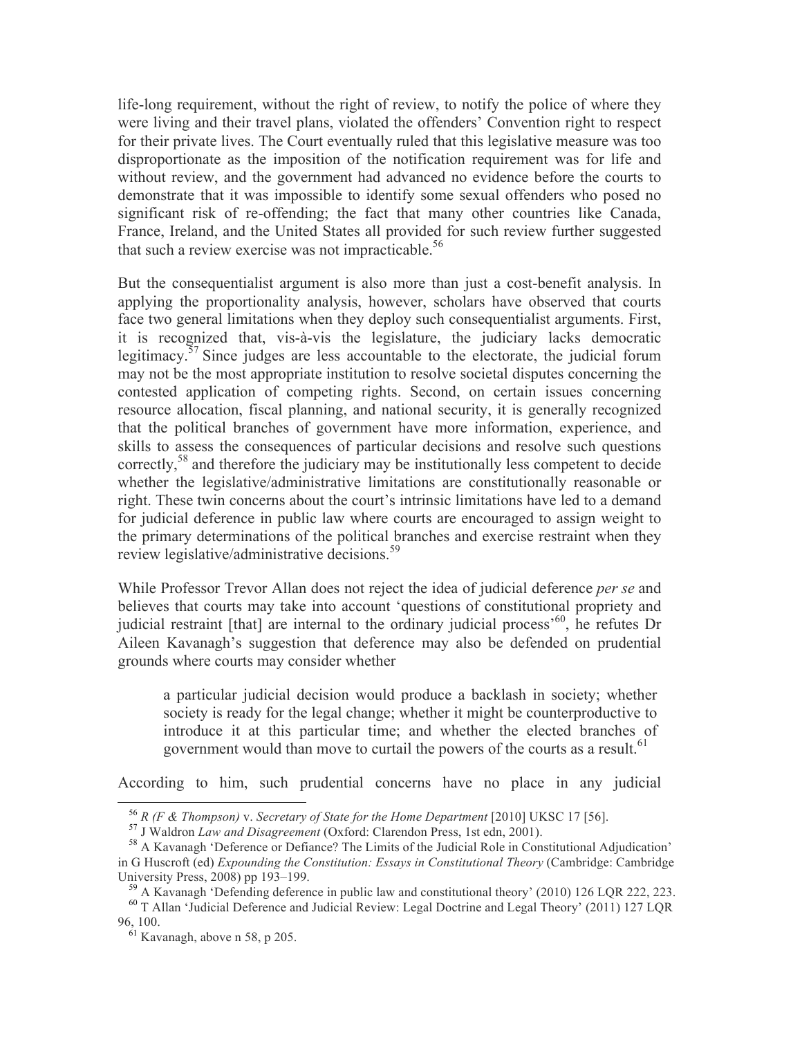life-long requirement, without the right of review, to notify the police of where they were living and their travel plans, violated the offenders' Convention right to respect for their private lives. The Court eventually ruled that this legislative measure was too disproportionate as the imposition of the notification requirement was for life and without review, and the government had advanced no evidence before the courts to demonstrate that it was impossible to identify some sexual offenders who posed no significant risk of re-offending; the fact that many other countries like Canada, France, Ireland, and the United States all provided for such review further suggested that such a review exercise was not impracticable.[56]

But the consequentialist argument is also more than just a cost-benefit analysis. In applying the proportionality analysis, however, scholars have observed that courts face two general limitations when they deploy such consequentialist arguments. First, it is recognized that, vis-à-vis the legislature, the judiciary lacks democratic legitimacy.[57] Since judges are less accountable to the electorate, the judicial forum may not be the most appropriate institution to resolve societal disputes concerning the contested application of competing rights. Second, on certain issues concerning resource allocation, fiscal planning, and national security, it is generally recognized that the political branches of government have more information, experience, and skills to assess the consequences of particular decisions and resolve such questions correctly,[58] and therefore the judiciary may be institutionally less competent to decide whether the legislative/administrative limitations are constitutionally reasonable or right. These twin concerns about the court's intrinsic limitations have led to a demand for judicial deference in public law where courts are encouraged to assign weight to the primary determinations of the political branches and exercise restraint when they review legislative/administrative decisions.[59]

While Professor Trevor Allan does not reject the idea of judicial deference *per se* and believes that courts may take into account 'questions of constitutional propriety and judicial restraint [that] are internal to the ordinary judicial process'[60], he refutes Dr Aileen Kavanagh's suggestion that deference may also be defended on prudential grounds where courts may consider whether

> a particular judicial decision would produce a backlash in society; whether society is ready for the legal change; whether it might be counterproductive to introduce it at this particular time; and whether the elected branches of government would than move to curtail the powers of the courts as a result.[61]

According to him, such prudential concerns have no place in any judicial

---

[56] *R (F & Thompson)* v. *Secretary of State for the Home Department* [2010] UKSC 17 [56].

[57] J Waldron *Law and Disagreement* (Oxford: Clarendon Press, 1st edn, 2001).

[58] A Kavanagh 'Deference or Defiance? The Limits of the Judicial Role in Constitutional Adjudication' in G Huscroft (ed) *Expounding the Constitution: Essays in Constitutional Theory* (Cambridge: Cambridge University Press, 2008) pp 193–199.

[59] A Kavanagh 'Defending deference in public law and constitutional theory' (2010) 126 LQR 222, 223.

[60] T Allan 'Judicial Deference and Judicial Review: Legal Doctrine and Legal Theory' (2011) 127 LQR 96, 100.

[61] Kavanagh, above n 58, p 205.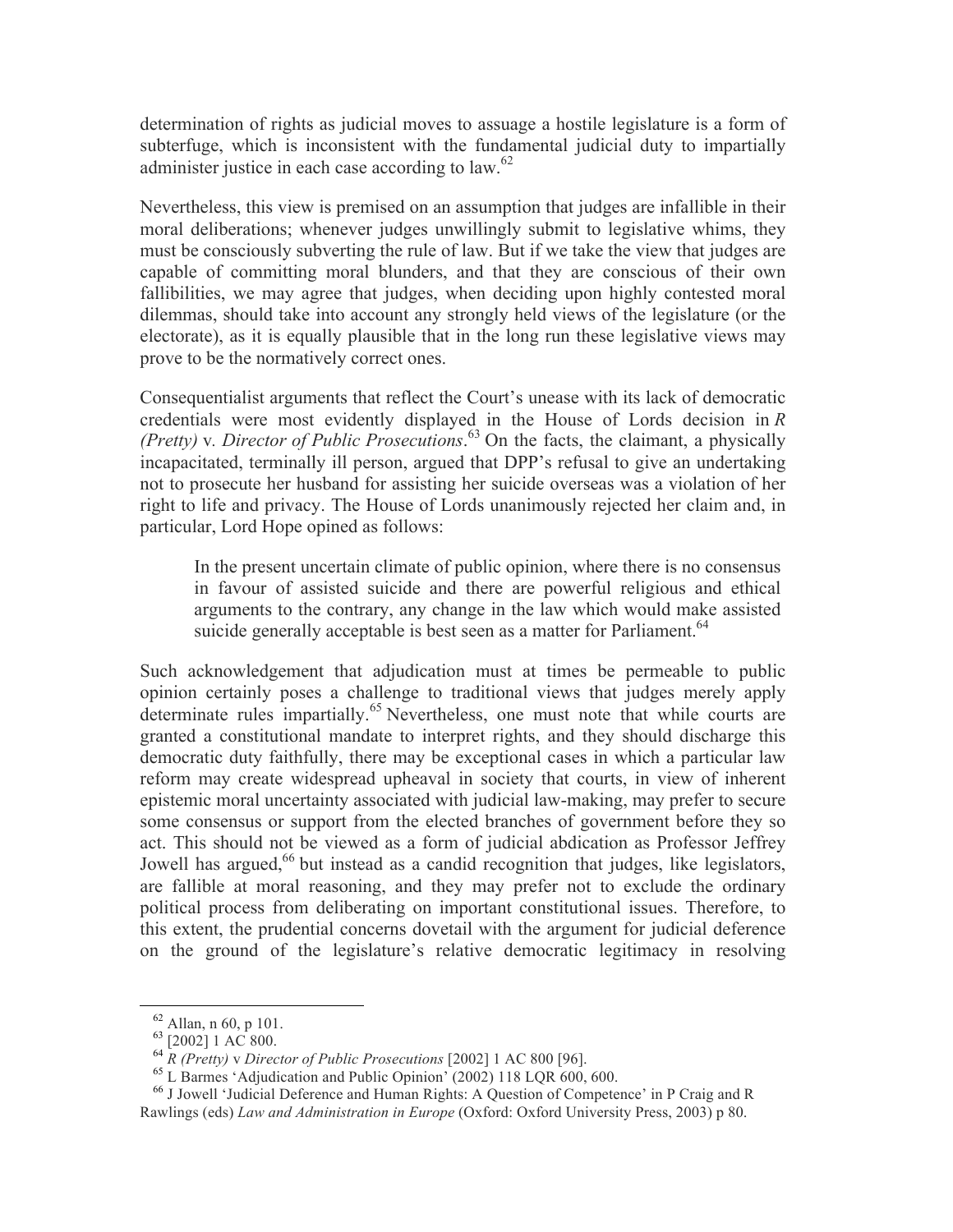determination of rights as judicial moves to assuage a hostile legislature is a form of subterfuge, which is inconsistent with the fundamental judicial duty to impartially administer justice in each case according to law.[62]

Nevertheless, this view is premised on an assumption that judges are infallible in their moral deliberations; whenever judges unwillingly submit to legislative whims, they must be consciously subverting the rule of law. But if we take the view that judges are capable of committing moral blunders, and that they are conscious of their own fallibilities, we may agree that judges, when deciding upon highly contested moral dilemmas, should take into account any strongly held views of the legislature (or the electorate), as it is equally plausible that in the long run these legislative views may prove to be the normatively correct ones.

Consequentialist arguments that reflect the Court's unease with its lack of democratic credentials were most evidently displayed in the House of Lords decision in *R (Pretty)* v. *Director of Public Prosecutions*.[63] On the facts, the claimant, a physically incapacitated, terminally ill person, argued that DPP's refusal to give an undertaking not to prosecute her husband for assisting her suicide overseas was a violation of her right to life and privacy. The House of Lords unanimously rejected her claim and, in particular, Lord Hope opined as follows:

> In the present uncertain climate of public opinion, where there is no consensus in favour of assisted suicide and there are powerful religious and ethical arguments to the contrary, any change in the law which would make assisted suicide generally acceptable is best seen as a matter for Parliament.[64]

Such acknowledgement that adjudication must at times be permeable to public opinion certainly poses a challenge to traditional views that judges merely apply determinate rules impartially.[65] Nevertheless, one must note that while courts are granted a constitutional mandate to interpret rights, and they should discharge this democratic duty faithfully, there may be exceptional cases in which a particular law reform may create widespread upheaval in society that courts, in view of inherent epistemic moral uncertainty associated with judicial law-making, may prefer to secure some consensus or support from the elected branches of government before they so act. This should not be viewed as a form of judicial abdication as Professor Jeffrey Jowell has argued,[66] but instead as a candid recognition that judges, like legislators, are fallible at moral reasoning, and they may prefer not to exclude the ordinary political process from deliberating on important constitutional issues. Therefore, to this extent, the prudential concerns dovetail with the argument for judicial deference on the ground of the legislature's relative democratic legitimacy in resolving

---

[62] Allan, n 60, p 101.

[63] [2002] 1 AC 800.

[64] *R (Pretty)* v *Director of Public Prosecutions* [2002] 1 AC 800 [96].

[65] L Barmes 'Adjudication and Public Opinion' (2002) 118 LQR 600, 600.

[66] J Jowell 'Judicial Deference and Human Rights: A Question of Competence' in P Craig and R Rawlings (eds) *Law and Administration in Europe* (Oxford: Oxford University Press, 2003) p 80.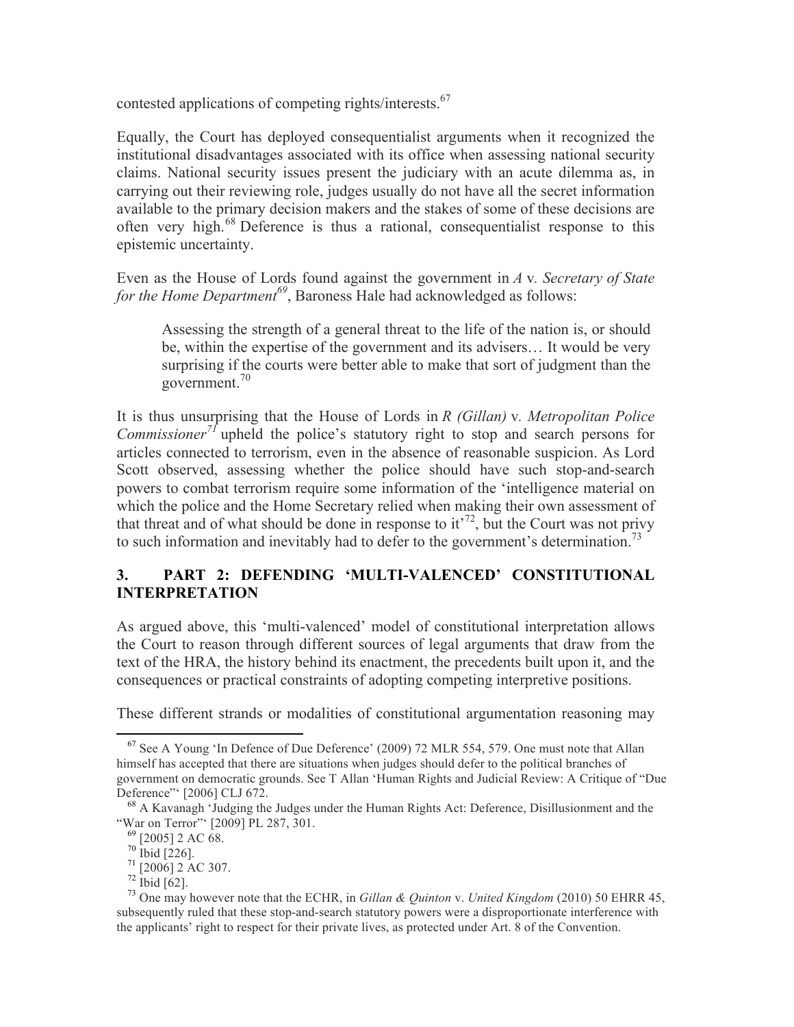contested applications of competing rights/interests.[67]

Equally, the Court has deployed consequentialist arguments when it recognized the institutional disadvantages associated with its office when assessing national security claims. National security issues present the judiciary with an acute dilemma as, in carrying out their reviewing role, judges usually do not have all the secret information available to the primary decision makers and the stakes of some of these decisions are often very high.[68] Deference is thus a rational, consequentialist response to this epistemic uncertainty.

Even as the House of Lords found against the government in *A* v. *Secretary of State for the Home Department*[69], Baroness Hale had acknowledged as follows:

> Assessing the strength of a general threat to the life of the nation is, or should be, within the expertise of the government and its advisers… It would be very surprising if the courts were better able to make that sort of judgment than the government.[70]

It is thus unsurprising that the House of Lords in *R (Gillan)* v. *Metropolitan Police Commissioner*[71] upheld the police's statutory right to stop and search persons for articles connected to terrorism, even in the absence of reasonable suspicion. As Lord Scott observed, assessing whether the police should have such stop-and-search powers to combat terrorism require some information of the 'intelligence material on which the police and the Home Secretary relied when making their own assessment of that threat and of what should be done in response to it'[72], but the Court was not privy to such information and inevitably had to defer to the government's determination.[73]

## 3. PART 2: DEFENDING 'MULTI-VALENCED' CONSTITUTIONAL INTERPRETATION

As argued above, this 'multi-valenced' model of constitutional interpretation allows the Court to reason through different sources of legal arguments that draw from the text of the HRA, the history behind its enactment, the precedents built upon it, and the consequences or practical constraints of adopting competing interpretive positions.

These different strands or modalities of constitutional argumentation reasoning may

---

[67] See A Young 'In Defence of Due Deference' (2009) 72 MLR 554, 579. One must note that Allan himself has accepted that there are situations when judges should defer to the political branches of government on democratic grounds. See T Allan 'Human Rights and Judicial Review: A Critique of "Due Deference"' [2006] CLJ 672.

[68] A Kavanagh 'Judging the Judges under the Human Rights Act: Deference, Disillusionment and the "War on Terror"' [2009] PL 287, 301.

[69] [2005] 2 AC 68.

[70] Ibid [226].

[71] [2006] 2 AC 307.

[72] Ibid [62].

[73] One may however note that the ECHR, in *Gillan & Quinton* v. *United Kingdom* (2010) 50 EHRR 45, subsequently ruled that these stop-and-search statutory powers were a disproportionate interference with the applicants' right to respect for their private lives, as protected under Art. 8 of the Convention.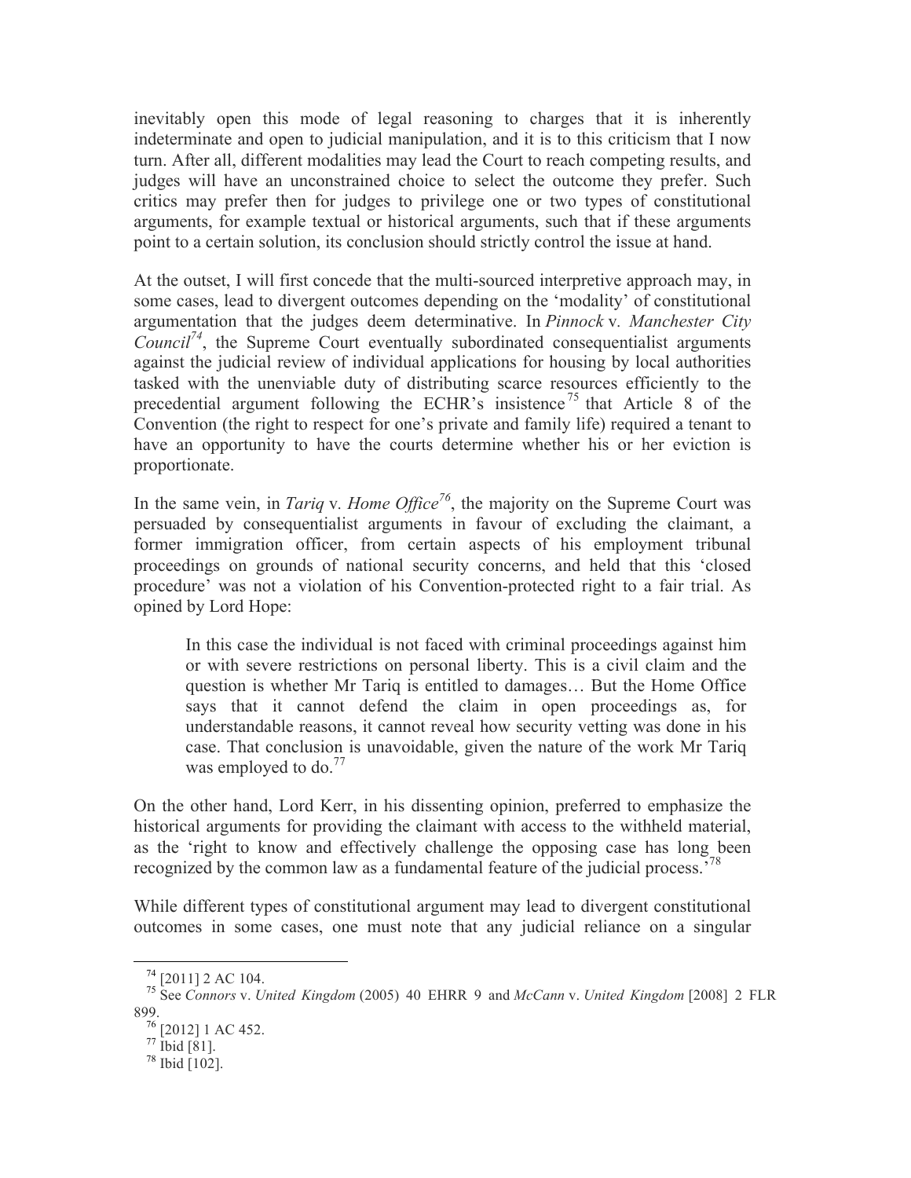inevitably open this mode of legal reasoning to charges that it is inherently indeterminate and open to judicial manipulation, and it is to this criticism that I now turn. After all, different modalities may lead the Court to reach competing results, and judges will have an unconstrained choice to select the outcome they prefer. Such critics may prefer then for judges to privilege one or two types of constitutional arguments, for example textual or historical arguments, such that if these arguments point to a certain solution, its conclusion should strictly control the issue at hand.

At the outset, I will first concede that the multi-sourced interpretive approach may, in some cases, lead to divergent outcomes depending on the 'modality' of constitutional argumentation that the judges deem determinative. In *Pinnock* v. *Manchester City Council*[74], the Supreme Court eventually subordinated consequentialist arguments against the judicial review of individual applications for housing by local authorities tasked with the unenviable duty of distributing scarce resources efficiently to the precedential argument following the ECHR's insistence[75] that Article 8 of the Convention (the right to respect for one's private and family life) required a tenant to have an opportunity to have the courts determine whether his or her eviction is proportionate.

In the same vein, in *Tariq* v. *Home Office*[76], the majority on the Supreme Court was persuaded by consequentialist arguments in favour of excluding the claimant, a former immigration officer, from certain aspects of his employment tribunal proceedings on grounds of national security concerns, and held that this 'closed procedure' was not a violation of his Convention-protected right to a fair trial. As opined by Lord Hope:

> In this case the individual is not faced with criminal proceedings against him or with severe restrictions on personal liberty. This is a civil claim and the question is whether Mr Tariq is entitled to damages… But the Home Office says that it cannot defend the claim in open proceedings as, for understandable reasons, it cannot reveal how security vetting was done in his case. That conclusion is unavoidable, given the nature of the work Mr Tariq was employed to do.[77]

On the other hand, Lord Kerr, in his dissenting opinion, preferred to emphasize the historical arguments for providing the claimant with access to the withheld material, as the 'right to know and effectively challenge the opposing case has long been recognized by the common law as a fundamental feature of the judicial process.'[78]

While different types of constitutional argument may lead to divergent constitutional outcomes in some cases, one must note that any judicial reliance on a singular

---

[74] [2011] 2 AC 104.

[75] See *Connors* v. *United Kingdom* (2005) 40 EHRR 9 and *McCann* v. *United Kingdom* [2008] 2 FLR 899.

[76] [2012] 1 AC 452.

[77] Ibid [81].

[78] Ibid [102].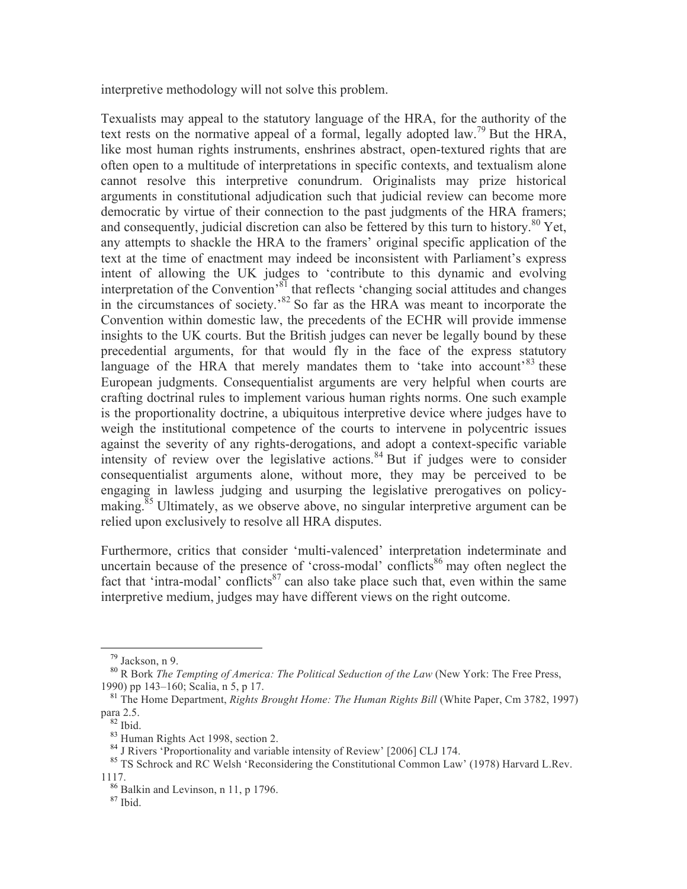interpretive methodology will not solve this problem.

Texualists may appeal to the statutory language of the HRA, for the authority of the text rests on the normative appeal of a formal, legally adopted law.[79] But the HRA, like most human rights instruments, enshrines abstract, open-textured rights that are often open to a multitude of interpretations in specific contexts, and textualism alone cannot resolve this interpretive conundrum. Originalists may prize historical arguments in constitutional adjudication such that judicial review can become more democratic by virtue of their connection to the past judgments of the HRA framers; and consequently, judicial discretion can also be fettered by this turn to history.[80] Yet, any attempts to shackle the HRA to the framers' original specific application of the text at the time of enactment may indeed be inconsistent with Parliament's express intent of allowing the UK judges to 'contribute to this dynamic and evolving interpretation of the Convention'[81] that reflects 'changing social attitudes and changes in the circumstances of society.'[82] So far as the HRA was meant to incorporate the Convention within domestic law, the precedents of the ECHR will provide immense insights to the UK courts. But the British judges can never be legally bound by these precedential arguments, for that would fly in the face of the express statutory language of the HRA that merely mandates them to 'take into account'[83] these European judgments. Consequentialist arguments are very helpful when courts are crafting doctrinal rules to implement various human rights norms. One such example is the proportionality doctrine, a ubiquitous interpretive device where judges have to weigh the institutional competence of the courts to intervene in polycentric issues against the severity of any rights-derogations, and adopt a context-specific variable intensity of review over the legislative actions.[84] But if judges were to consider consequentialist arguments alone, without more, they may be perceived to be engaging in lawless judging and usurping the legislative prerogatives on policy-making.[85] Ultimately, as we observe above, no singular interpretive argument can be relied upon exclusively to resolve all HRA disputes.

Furthermore, critics that consider 'multi-valenced' interpretation indeterminate and uncertain because of the presence of 'cross-modal' conflicts[86] may often neglect the fact that 'intra-modal' conflicts[87] can also take place such that, even within the same interpretive medium, judges may have different views on the right outcome.

---

[79] Jackson, n 9.

[80] R Bork *The Tempting of America: The Political Seduction of the Law* (New York: The Free Press, 1990) pp 143–160; Scalia, n 5, p 17.

[81] The Home Department, *Rights Brought Home: The Human Rights Bill* (White Paper, Cm 3782, 1997) para 2.5.

[82] Ibid.

[83] Human Rights Act 1998, section 2.

[84] J Rivers 'Proportionality and variable intensity of Review' [2006] CLJ 174.

[85] TS Schrock and RC Welsh 'Reconsidering the Constitutional Common Law' (1978) Harvard L.Rev. 1117.

[86] Balkin and Levinson, n 11, p 1796.

[87] Ibid.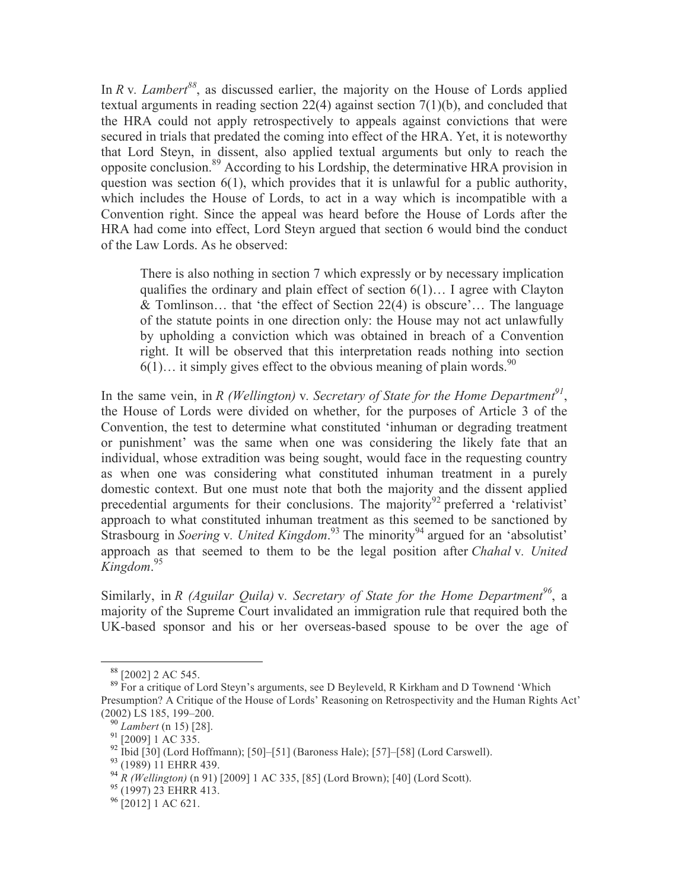In *R* v. *Lambert*[88], as discussed earlier, the majority on the House of Lords applied textual arguments in reading section 22(4) against section 7(1)(b), and concluded that the HRA could not apply retrospectively to appeals against convictions that were secured in trials that predated the coming into effect of the HRA. Yet, it is noteworthy that Lord Steyn, in dissent, also applied textual arguments but only to reach the opposite conclusion.[89] According to his Lordship, the determinative HRA provision in question was section 6(1), which provides that it is unlawful for a public authority, which includes the House of Lords, to act in a way which is incompatible with a Convention right. Since the appeal was heard before the House of Lords after the HRA had come into effect, Lord Steyn argued that section 6 would bind the conduct of the Law Lords. As he observed:

> There is also nothing in section 7 which expressly or by necessary implication qualifies the ordinary and plain effect of section 6(1)… I agree with Clayton & Tomlinson… that 'the effect of Section 22(4) is obscure'… The language of the statute points in one direction only: the House may not act unlawfully by upholding a conviction which was obtained in breach of a Convention right. It will be observed that this interpretation reads nothing into section 6(1)… it simply gives effect to the obvious meaning of plain words.[90]

In the same vein, in *R (Wellington)* v. *Secretary of State for the Home Department*[91], the House of Lords were divided on whether, for the purposes of Article 3 of the Convention, the test to determine what constituted 'inhuman or degrading treatment or punishment' was the same when one was considering the likely fate that an individual, whose extradition was being sought, would face in the requesting country as when one was considering what constituted inhuman treatment in a purely domestic context. But one must note that both the majority and the dissent applied precedential arguments for their conclusions. The majority[92] preferred a 'relativist' approach to what constituted inhuman treatment as this seemed to be sanctioned by Strasbourg in *Soering* v. *United Kingdom*.[93] The minority[94] argued for an 'absolutist' approach as that seemed to them to be the legal position after *Chahal* v. *United Kingdom*.[95]

Similarly, in *R (Aguilar Quila)* v. *Secretary of State for the Home Department*[96], a majority of the Supreme Court invalidated an immigration rule that required both the UK-based sponsor and his or her overseas-based spouse to be over the age of

---

[88] [2002] 2 AC 545.

[89] For a critique of Lord Steyn's arguments, see D Beyleveld, R Kirkham and D Townend 'Which Presumption? A Critique of the House of Lords' Reasoning on Retrospectivity and the Human Rights Act' (2002) LS 185, 199–200.

[90] *Lambert* (n 15) [28].

[91] [2009] 1 AC 335.

[92] Ibid [30] (Lord Hoffmann); [50]–[51] (Baroness Hale); [57]–[58] (Lord Carswell).

[93] (1989) 11 EHRR 439.

[94] *R (Wellington)* (n 91) [2009] 1 AC 335, [85] (Lord Brown); [40] (Lord Scott).

[95] (1997) 23 EHRR 413.

[96] [2012] 1 AC 621.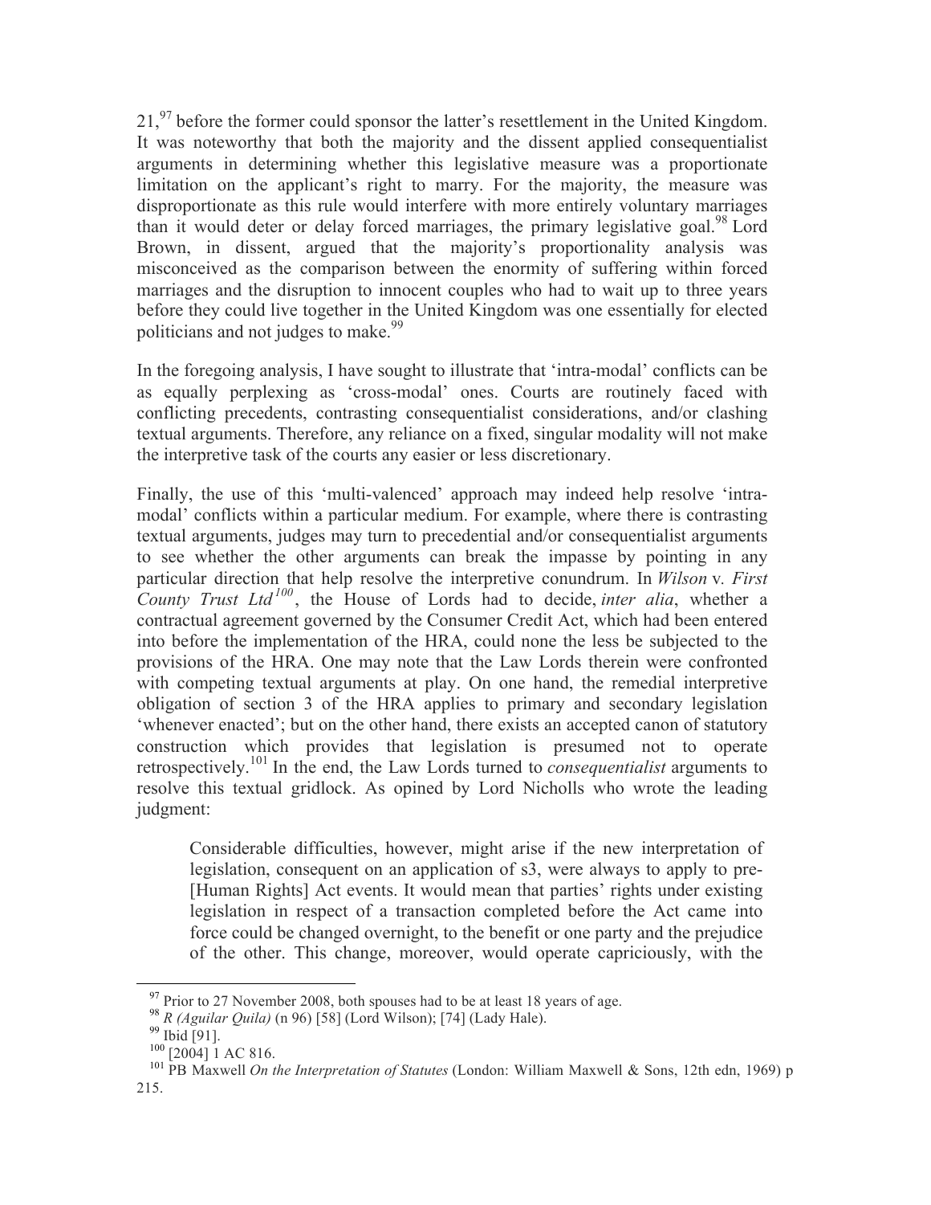21,[97] before the former could sponsor the latter's resettlement in the United Kingdom. It was noteworthy that both the majority and the dissent applied consequentialist arguments in determining whether this legislative measure was a proportionate limitation on the applicant's right to marry. For the majority, the measure was disproportionate as this rule would interfere with more entirely voluntary marriages than it would deter or delay forced marriages, the primary legislative goal.[98] Lord Brown, in dissent, argued that the majority's proportionality analysis was misconceived as the comparison between the enormity of suffering within forced marriages and the disruption to innocent couples who had to wait up to three years before they could live together in the United Kingdom was one essentially for elected politicians and not judges to make.[99]

In the foregoing analysis, I have sought to illustrate that 'intra-modal' conflicts can be as equally perplexing as 'cross-modal' ones. Courts are routinely faced with conflicting precedents, contrasting consequentialist considerations, and/or clashing textual arguments. Therefore, any reliance on a fixed, singular modality will not make the interpretive task of the courts any easier or less discretionary.

Finally, the use of this 'multi-valenced' approach may indeed help resolve 'intra-modal' conflicts within a particular medium. For example, where there is contrasting textual arguments, judges may turn to precedential and/or consequentialist arguments to see whether the other arguments can break the impasse by pointing in any particular direction that help resolve the interpretive conundrum. In *Wilson* v. *First County Trust Ltd*[100], the House of Lords had to decide, *inter alia*, whether a contractual agreement governed by the Consumer Credit Act, which had been entered into before the implementation of the HRA, could none the less be subjected to the provisions of the HRA. One may note that the Law Lords therein were confronted with competing textual arguments at play. On one hand, the remedial interpretive obligation of section 3 of the HRA applies to primary and secondary legislation 'whenever enacted'; but on the other hand, there exists an accepted canon of statutory construction which provides that legislation is presumed not to operate retrospectively.[101] In the end, the Law Lords turned to *consequentialist* arguments to resolve this textual gridlock. As opined by Lord Nicholls who wrote the leading judgment:

> Considerable difficulties, however, might arise if the new interpretation of legislation, consequent on an application of s3, were always to apply to pre-[Human Rights] Act events. It would mean that parties' rights under existing legislation in respect of a transaction completed before the Act came into force could be changed overnight, to the benefit or one party and the prejudice of the other. This change, moreover, would operate capriciously, with the

---

[97] Prior to 27 November 2008, both spouses had to be at least 18 years of age.

[98] *R (Aguilar Quila)* (n 96) [58] (Lord Wilson); [74] (Lady Hale).

[99] Ibid [91].

[100] [2004] 1 AC 816.

[101] PB Maxwell *On the Interpretation of Statutes* (London: William Maxwell & Sons, 12th edn, 1969) p 215.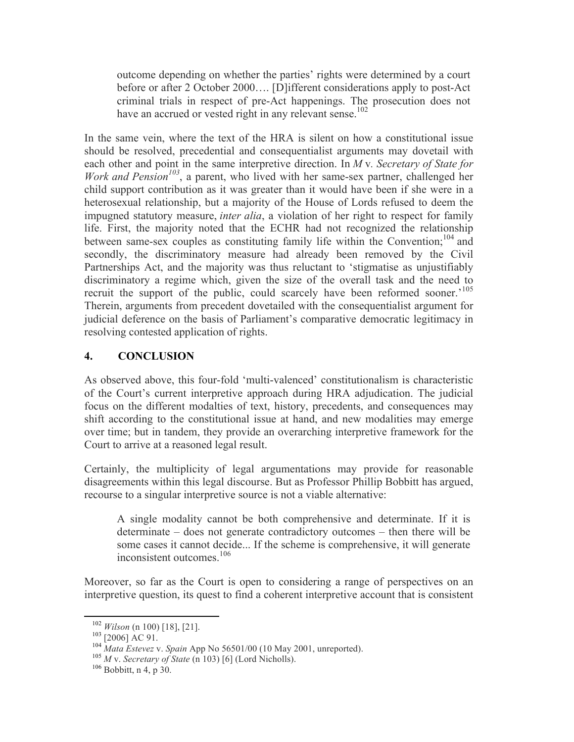> outcome depending on whether the parties' rights were determined by a court before or after 2 October 2000…. [D]ifferent considerations apply to post-Act criminal trials in respect of pre-Act happenings. The prosecution does not have an accrued or vested right in any relevant sense.[102]

In the same vein, where the text of the HRA is silent on how a constitutional issue should be resolved, precedential and consequentialist arguments may dovetail with each other and point in the same interpretive direction. In *M* v. *Secretary of State for Work and Pension*[103], a parent, who lived with her same-sex partner, challenged her child support contribution as it was greater than it would have been if she were in a heterosexual relationship, but a majority of the House of Lords refused to deem the impugned statutory measure, *inter alia*, a violation of her right to respect for family life. First, the majority noted that the ECHR had not recognized the relationship between same-sex couples as constituting family life within the Convention;[104] and secondly, the discriminatory measure had already been removed by the Civil Partnerships Act, and the majority was thus reluctant to 'stigmatise as unjustifiably discriminatory a regime which, given the size of the overall task and the need to recruit the support of the public, could scarcely have been reformed sooner.'[105] Therein, arguments from precedent dovetailed with the consequentialist argument for judicial deference on the basis of Parliament's comparative democratic legitimacy in resolving contested application of rights.

## 4. CONCLUSION

As observed above, this four-fold 'multi-valenced' constitutionalism is characteristic of the Court's current interpretive approach during HRA adjudication. The judicial focus on the different modalties of text, history, precedents, and consequences may shift according to the constitutional issue at hand, and new modalities may emerge over time; but in tandem, they provide an overarching interpretive framework for the Court to arrive at a reasoned legal result.

Certainly, the multiplicity of legal argumentations may provide for reasonable disagreements within this legal discourse. But as Professor Phillip Bobbitt has argued, recourse to a singular interpretive source is not a viable alternative:

> A single modality cannot be both comprehensive and determinate. If it is determinate – does not generate contradictory outcomes – then there will be some cases it cannot decide... If the scheme is comprehensive, it will generate inconsistent outcomes.[106]

Moreover, so far as the Court is open to considering a range of perspectives on an interpretive question, its quest to find a coherent interpretive account that is consistent

---

[102] *Wilson* (n 100) [18], [21].

[103] [2006] AC 91.

[104] *Mata Estevez* v. *Spain* App No 56501/00 (10 May 2001, unreported).

[105] *M* v. *Secretary of State* (n 103) [6] (Lord Nicholls).

[106] Bobbitt, n 4, p 30.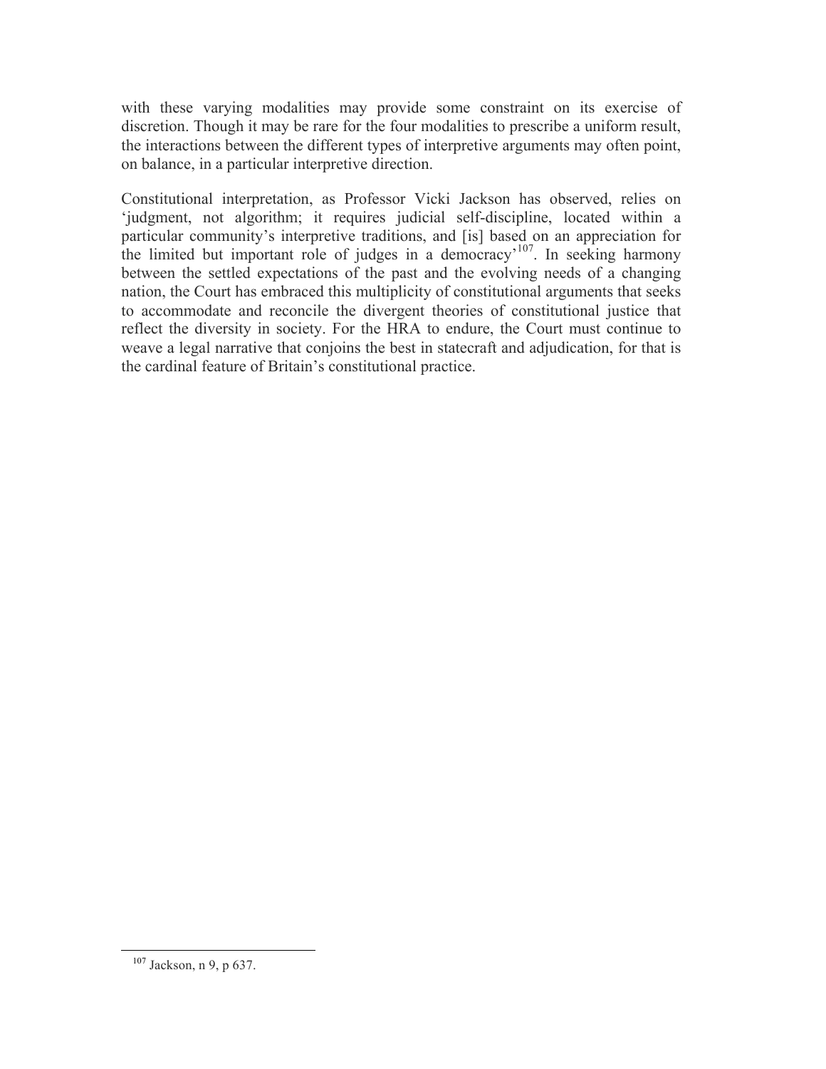with these varying modalities may provide some constraint on its exercise of discretion. Though it may be rare for the four modalities to prescribe a uniform result, the interactions between the different types of interpretive arguments may often point, on balance, in a particular interpretive direction.

Constitutional interpretation, as Professor Vicki Jackson has observed, relies on 'judgment, not algorithm; it requires judicial self-discipline, located within a particular community's interpretive traditions, and [is] based on an appreciation for the limited but important role of judges in a democracy'[107]. In seeking harmony between the settled expectations of the past and the evolving needs of a changing nation, the Court has embraced this multiplicity of constitutional arguments that seeks to accommodate and reconcile the divergent theories of constitutional justice that reflect the diversity in society. For the HRA to endure, the Court must continue to weave a legal narrative that conjoins the best in statecraft and adjudication, for that is the cardinal feature of Britain's constitutional practice.

[107] Jackson, n 9, p 637.